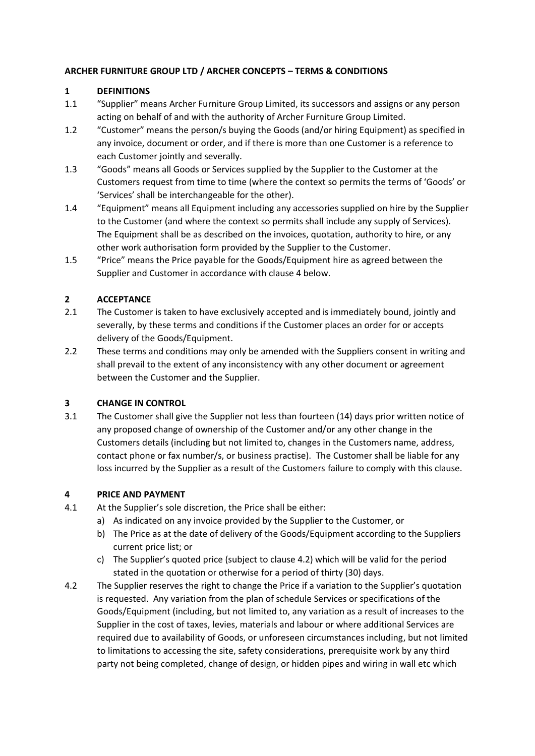**ARCHER FURNITURE GROUP LTD / ARCHER CONCEPTS – TERMS & CONDITIONS**

**1 DEFINITIONS**

1.1 "Supplier" means Archer Furniture Group Limited, its successors and assigns or any person acting on behalf of and with the authority of Archer Furniture Group Limited.

1.2 "Customer" means the person/s buying the Goods (and/or hiring Equipment) as specified in any invoice, document or order, and if there is more than one Customer is a reference to each Customer jointly and severally.

1.3 "Goods" means all Goods or Services supplied by the Supplier to the Customer at the Customers request from time to time (where the context so permits the terms of 'Goods' or 'Services' shall be interchangeable for the other).

1.4 "Equipment" means all Equipment including any accessories supplied on hire by the Supplier to the Customer (and where the context so permits shall include any supply of Services). The Equipment shall be as described on the invoices, quotation, authority to hire, or any other work authorisation form provided by the Supplier to the Customer.

1.5 "Price" means the Price payable for the Goods/Equipment hire as agreed between the Supplier and Customer in accordance with clause 4 below.

**2 ACCEPTANCE**

2.1 The Customer is taken to have exclusively accepted and is immediately bound, jointly and severally, by these terms and conditions if the Customer places an order for or accepts delivery of the Goods/Equipment.

2.2 These terms and conditions may only be amended with the Suppliers consent in writing and shall prevail to the extent of any inconsistency with any other document or agreement between the Customer and the Supplier.

**3 CHANGE IN CONTROL**

3.1 The Customer shall give the Supplier not less than fourteen (14) days prior written notice of any proposed change of ownership of the Customer and/or any other change in the Customers details (including but not limited to, changes in the Customers name, address, contact phone or fax number/s, or business practise). The Customer shall be liable for any loss incurred by the Supplier as a result of the Customers failure to comply with this clause.

**4 PRICE AND PAYMENT**

4.1 At the Supplier's sole discretion, the Price shall be either:

a) As indicated on any invoice provided by the Supplier to the Customer, or

b) The Price as at the date of delivery of the Goods/Equipment according to the Suppliers current price list; or

c) The Supplier's quoted price (subject to clause 4.2) which will be valid for the period stated in the quotation or otherwise for a period of thirty (30) days.

4.2 The Supplier reserves the right to change the Price if a variation to the Supplier's quotation is requested. Any variation from the plan of schedule Services or specifications of the Goods/Equipment (including, but not limited to, any variation as a result of increases to the Supplier in the cost of taxes, levies, materials and labour or where additional Services are required due to availability of Goods, or unforeseen circumstances including, but not limited to limitations to accessing the site, safety considerations, prerequisite work by any third party not being completed, change of design, or hidden pipes and wiring in wall etc which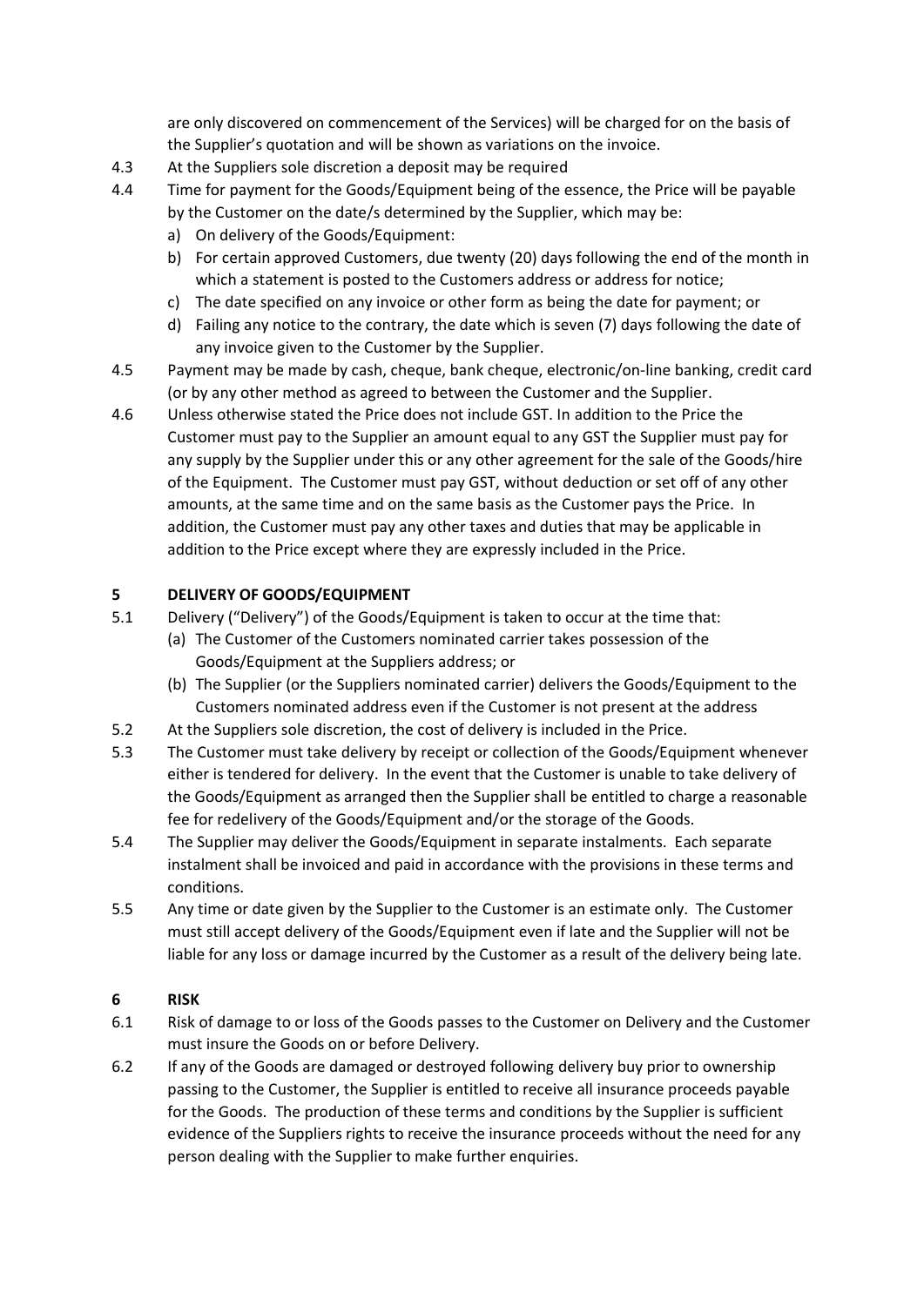are only discovered on commencement of the Services) will be charged for on the basis of the Supplier's quotation and will be shown as variations on the invoice.

4.3 At the Suppliers sole discretion a deposit may be required

4.4 Time for payment for the Goods/Equipment being of the essence, the Price will be payable by the Customer on the date/s determined by the Supplier, which may be:

a) On delivery of the Goods/Equipment:
b) For certain approved Customers, due twenty (20) days following the end of the month in which a statement is posted to the Customers address or address for notice;
c) The date specified on any invoice or other form as being the date for payment; or
d) Failing any notice to the contrary, the date which is seven (7) days following the date of any invoice given to the Customer by the Supplier.

4.5 Payment may be made by cash, cheque, bank cheque, electronic/on-line banking, credit card (or by any other method as agreed to between the Customer and the Supplier.

4.6 Unless otherwise stated the Price does not include GST. In addition to the Price the Customer must pay to the Supplier an amount equal to any GST the Supplier must pay for any supply by the Supplier under this or any other agreement for the sale of the Goods/hire of the Equipment. The Customer must pay GST, without deduction or set off of any other amounts, at the same time and on the same basis as the Customer pays the Price. In addition, the Customer must pay any other taxes and duties that may be applicable in addition to the Price except where they are expressly included in the Price.

## 5 DELIVERY OF GOODS/EQUIPMENT

5.1 Delivery ("Delivery") of the Goods/Equipment is taken to occur at the time that:

(a) The Customer of the Customers nominated carrier takes possession of the Goods/Equipment at the Suppliers address; or
(b) The Supplier (or the Suppliers nominated carrier) delivers the Goods/Equipment to the Customers nominated address even if the Customer is not present at the address

5.2 At the Suppliers sole discretion, the cost of delivery is included in the Price.

5.3 The Customer must take delivery by receipt or collection of the Goods/Equipment whenever either is tendered for delivery. In the event that the Customer is unable to take delivery of the Goods/Equipment as arranged then the Supplier shall be entitled to charge a reasonable fee for redelivery of the Goods/Equipment and/or the storage of the Goods.

5.4 The Supplier may deliver the Goods/Equipment in separate instalments. Each separate instalment shall be invoiced and paid in accordance with the provisions in these terms and conditions.

5.5 Any time or date given by the Supplier to the Customer is an estimate only. The Customer must still accept delivery of the Goods/Equipment even if late and the Supplier will not be liable for any loss or damage incurred by the Customer as a result of the delivery being late.

## 6 RISK

6.1 Risk of damage to or loss of the Goods passes to the Customer on Delivery and the Customer must insure the Goods on or before Delivery.

6.2 If any of the Goods are damaged or destroyed following delivery buy prior to ownership passing to the Customer, the Supplier is entitled to receive all insurance proceeds payable for the Goods. The production of these terms and conditions by the Supplier is sufficient evidence of the Suppliers rights to receive the insurance proceeds without the need for any person dealing with the Supplier to make further enquiries.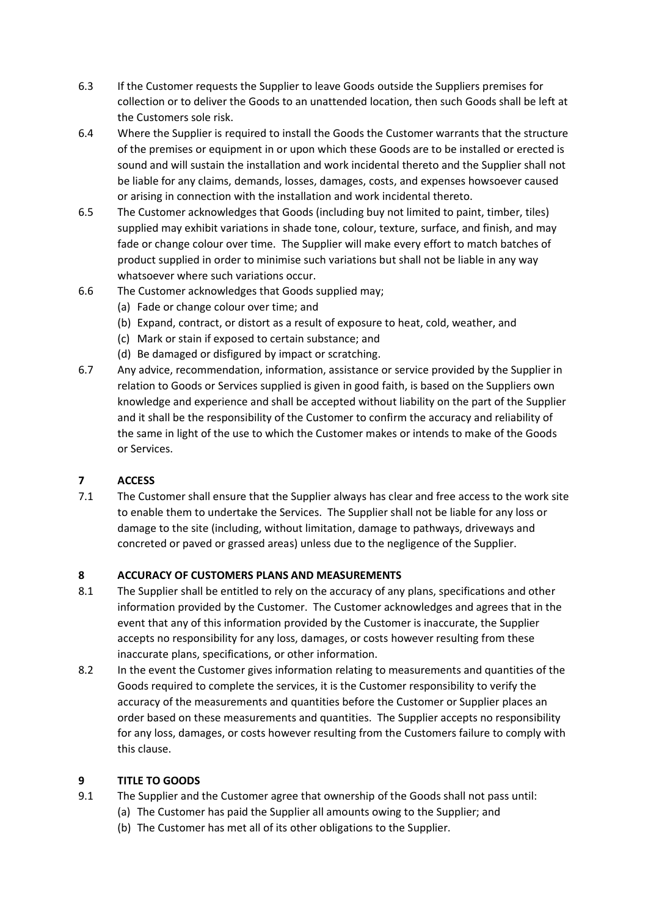6.3 If the Customer requests the Supplier to leave Goods outside the Suppliers premises for collection or to deliver the Goods to an unattended location, then such Goods shall be left at the Customers sole risk.

6.4 Where the Supplier is required to install the Goods the Customer warrants that the structure of the premises or equipment in or upon which these Goods are to be installed or erected is sound and will sustain the installation and work incidental thereto and the Supplier shall not be liable for any claims, demands, losses, damages, costs, and expenses howsoever caused or arising in connection with the installation and work incidental thereto.

6.5 The Customer acknowledges that Goods (including buy not limited to paint, timber, tiles) supplied may exhibit variations in shade tone, colour, texture, surface, and finish, and may fade or change colour over time. The Supplier will make every effort to match batches of product supplied in order to minimise such variations but shall not be liable in any way whatsoever where such variations occur.

6.6 The Customer acknowledges that Goods supplied may;

(a) Fade or change colour over time; and
(b) Expand, contract, or distort as a result of exposure to heat, cold, weather, and
(c) Mark or stain if exposed to certain substance; and
(d) Be damaged or disfigured by impact or scratching.

6.7 Any advice, recommendation, information, assistance or service provided by the Supplier in relation to Goods or Services supplied is given in good faith, is based on the Suppliers own knowledge and experience and shall be accepted without liability on the part of the Supplier and it shall be the responsibility of the Customer to confirm the accuracy and reliability of the same in light of the use to which the Customer makes or intends to make of the Goods or Services.

## 7 ACCESS

7.1 The Customer shall ensure that the Supplier always has clear and free access to the work site to enable them to undertake the Services. The Supplier shall not be liable for any loss or damage to the site (including, without limitation, damage to pathways, driveways and concreted or paved or grassed areas) unless due to the negligence of the Supplier.

## 8 ACCURACY OF CUSTOMERS PLANS AND MEASUREMENTS

8.1 The Supplier shall be entitled to rely on the accuracy of any plans, specifications and other information provided by the Customer. The Customer acknowledges and agrees that in the event that any of this information provided by the Customer is inaccurate, the Supplier accepts no responsibility for any loss, damages, or costs however resulting from these inaccurate plans, specifications, or other information.

8.2 In the event the Customer gives information relating to measurements and quantities of the Goods required to complete the services, it is the Customer responsibility to verify the accuracy of the measurements and quantities before the Customer or Supplier places an order based on these measurements and quantities. The Supplier accepts no responsibility for any loss, damages, or costs however resulting from the Customers failure to comply with this clause.

## 9 TITLE TO GOODS

9.1 The Supplier and the Customer agree that ownership of the Goods shall not pass until:

(a) The Customer has paid the Supplier all amounts owing to the Supplier; and
(b) The Customer has met all of its other obligations to the Supplier.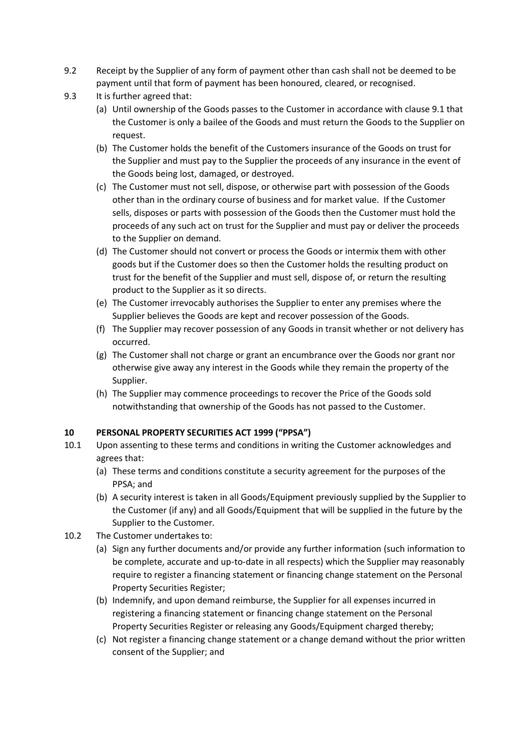9.2 Receipt by the Supplier of any form of payment other than cash shall not be deemed to be payment until that form of payment has been honoured, cleared, or recognised.

9.3 It is further agreed that:

(a) Until ownership of the Goods passes to the Customer in accordance with clause 9.1 that the Customer is only a bailee of the Goods and must return the Goods to the Supplier on request.

(b) The Customer holds the benefit of the Customers insurance of the Goods on trust for the Supplier and must pay to the Supplier the proceeds of any insurance in the event of the Goods being lost, damaged, or destroyed.

(c) The Customer must not sell, dispose, or otherwise part with possession of the Goods other than in the ordinary course of business and for market value. If the Customer sells, disposes or parts with possession of the Goods then the Customer must hold the proceeds of any such act on trust for the Supplier and must pay or deliver the proceeds to the Supplier on demand.

(d) The Customer should not convert or process the Goods or intermix them with other goods but if the Customer does so then the Customer holds the resulting product on trust for the benefit of the Supplier and must sell, dispose of, or return the resulting product to the Supplier as it so directs.

(e) The Customer irrevocably authorises the Supplier to enter any premises where the Supplier believes the Goods are kept and recover possession of the Goods.

(f) The Supplier may recover possession of any Goods in transit whether or not delivery has occurred.

(g) The Customer shall not charge or grant an encumbrance over the Goods nor grant nor otherwise give away any interest in the Goods while they remain the property of the Supplier.

(h) The Supplier may commence proceedings to recover the Price of the Goods sold notwithstanding that ownership of the Goods has not passed to the Customer.

## 10 PERSONAL PROPERTY SECURITIES ACT 1999 ("PPSA")

10.1 Upon assenting to these terms and conditions in writing the Customer acknowledges and agrees that:

(a) These terms and conditions constitute a security agreement for the purposes of the PPSA; and

(b) A security interest is taken in all Goods/Equipment previously supplied by the Supplier to the Customer (if any) and all Goods/Equipment that will be supplied in the future by the Supplier to the Customer.

10.2 The Customer undertakes to:

(a) Sign any further documents and/or provide any further information (such information to be complete, accurate and up-to-date in all respects) which the Supplier may reasonably require to register a financing statement or financing change statement on the Personal Property Securities Register;

(b) Indemnify, and upon demand reimburse, the Supplier for all expenses incurred in registering a financing statement or financing change statement on the Personal Property Securities Register or releasing any Goods/Equipment charged thereby;

(c) Not register a financing change statement or a change demand without the prior written consent of the Supplier; and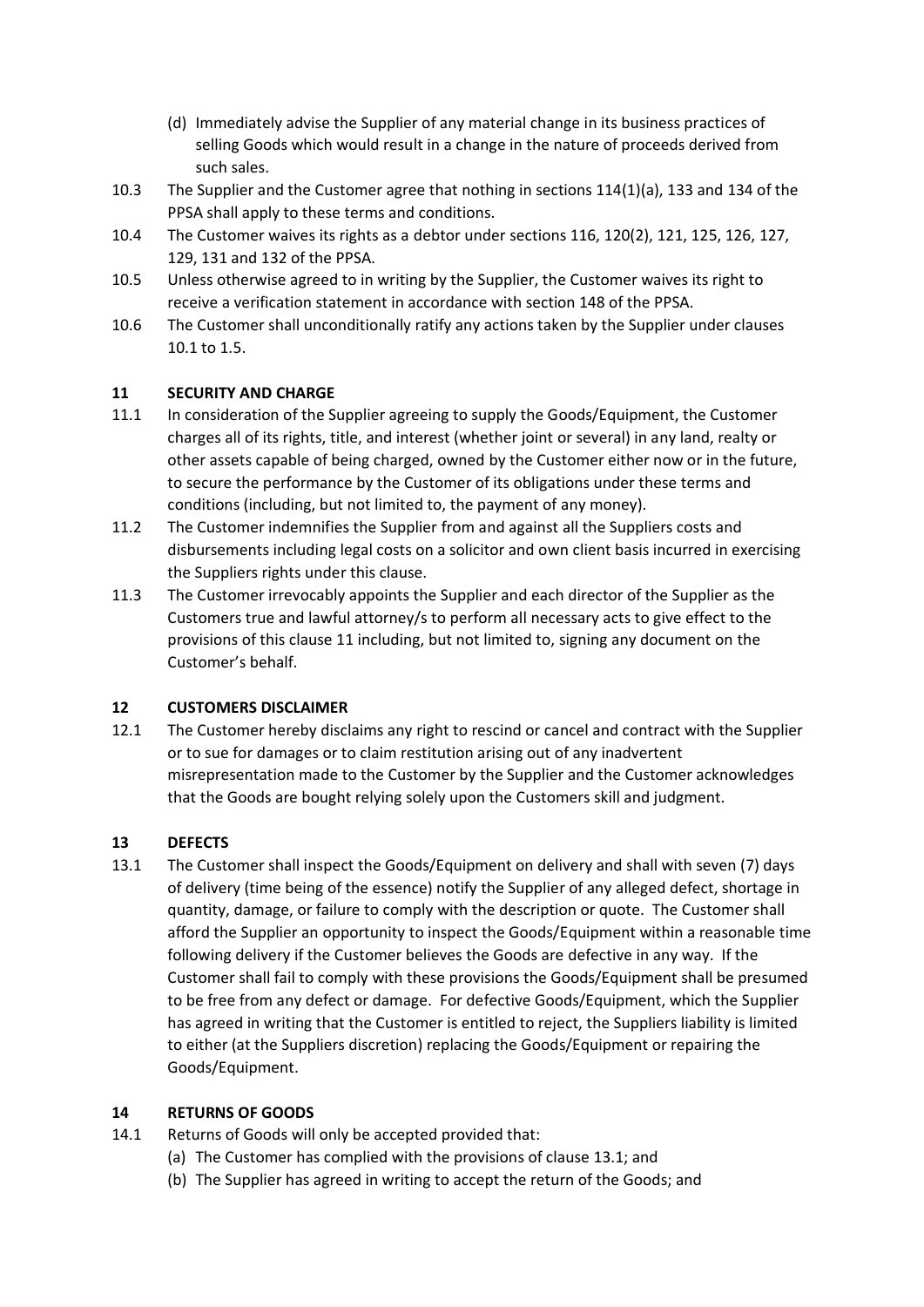(d) Immediately advise the Supplier of any material change in its business practices of selling Goods which would result in a change in the nature of proceeds derived from such sales.

10.3 The Supplier and the Customer agree that nothing in sections 114(1)(a), 133 and 134 of the PPSA shall apply to these terms and conditions.

10.4 The Customer waives its rights as a debtor under sections 116, 120(2), 121, 125, 126, 127, 129, 131 and 132 of the PPSA.

10.5 Unless otherwise agreed to in writing by the Supplier, the Customer waives its right to receive a verification statement in accordance with section 148 of the PPSA.

10.6 The Customer shall unconditionally ratify any actions taken by the Supplier under clauses 10.1 to 1.5.

## 11 SECURITY AND CHARGE

11.1 In consideration of the Supplier agreeing to supply the Goods/Equipment, the Customer charges all of its rights, title, and interest (whether joint or several) in any land, realty or other assets capable of being charged, owned by the Customer either now or in the future, to secure the performance by the Customer of its obligations under these terms and conditions (including, but not limited to, the payment of any money).

11.2 The Customer indemnifies the Supplier from and against all the Suppliers costs and disbursements including legal costs on a solicitor and own client basis incurred in exercising the Suppliers rights under this clause.

11.3 The Customer irrevocably appoints the Supplier and each director of the Supplier as the Customers true and lawful attorney/s to perform all necessary acts to give effect to the provisions of this clause 11 including, but not limited to, signing any document on the Customer's behalf.

## 12 CUSTOMERS DISCLAIMER

12.1 The Customer hereby disclaims any right to rescind or cancel and contract with the Supplier or to sue for damages or to claim restitution arising out of any inadvertent misrepresentation made to the Customer by the Supplier and the Customer acknowledges that the Goods are bought relying solely upon the Customers skill and judgment.

## 13 DEFECTS

13.1 The Customer shall inspect the Goods/Equipment on delivery and shall with seven (7) days of delivery (time being of the essence) notify the Supplier of any alleged defect, shortage in quantity, damage, or failure to comply with the description or quote. The Customer shall afford the Supplier an opportunity to inspect the Goods/Equipment within a reasonable time following delivery if the Customer believes the Goods are defective in any way. If the Customer shall fail to comply with these provisions the Goods/Equipment shall be presumed to be free from any defect or damage. For defective Goods/Equipment, which the Supplier has agreed in writing that the Customer is entitled to reject, the Suppliers liability is limited to either (at the Suppliers discretion) replacing the Goods/Equipment or repairing the Goods/Equipment.

## 14 RETURNS OF GOODS

14.1 Returns of Goods will only be accepted provided that:

(a) The Customer has complied with the provisions of clause 13.1; and

(b) The Supplier has agreed in writing to accept the return of the Goods; and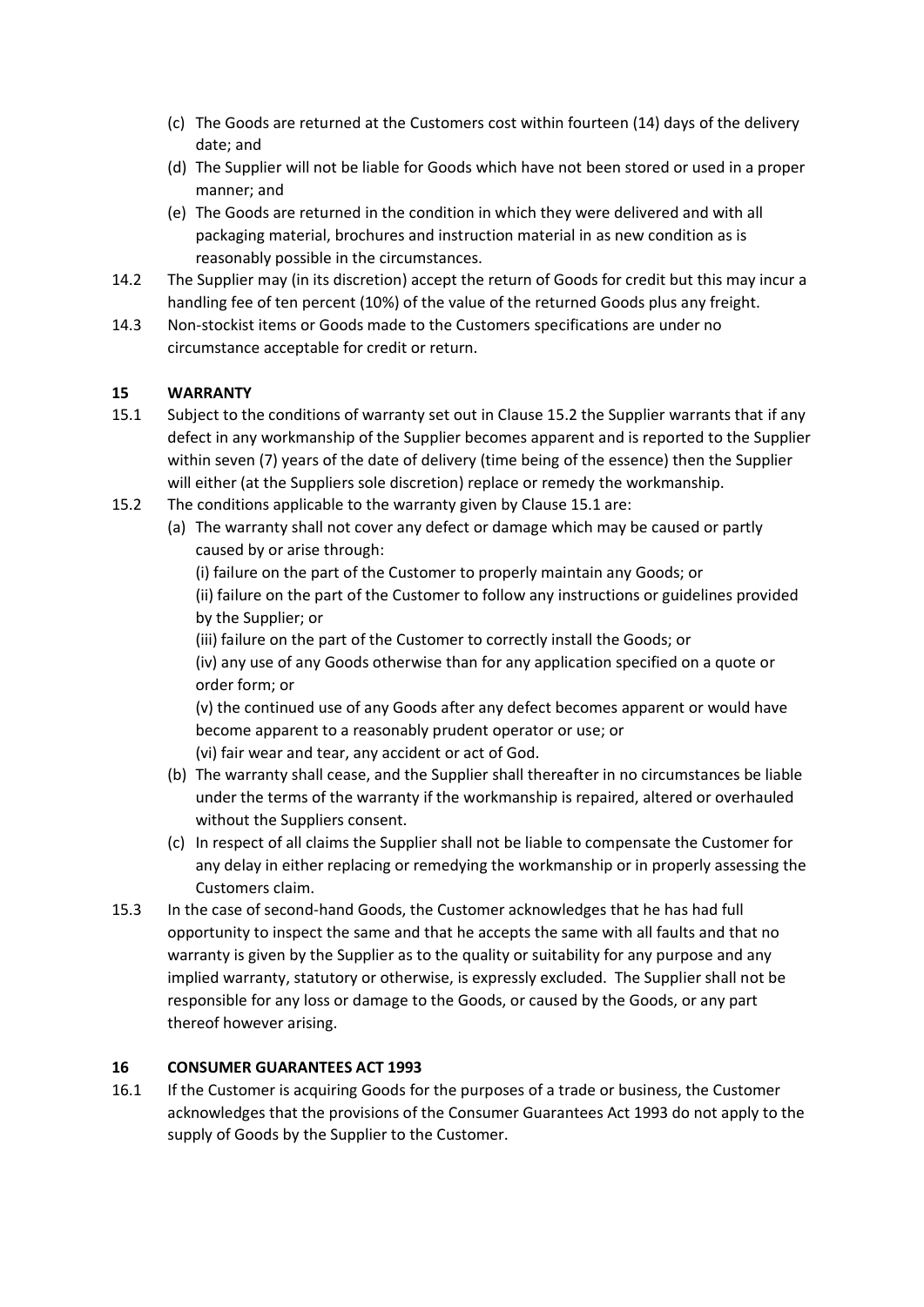(c) The Goods are returned at the Customers cost within fourteen (14) days of the delivery date; and

(d) The Supplier will not be liable for Goods which have not been stored or used in a proper manner; and

(e) The Goods are returned in the condition in which they were delivered and with all packaging material, brochures and instruction material in as new condition as is reasonably possible in the circumstances.

14.2 The Supplier may (in its discretion) accept the return of Goods for credit but this may incur a handling fee of ten percent (10%) of the value of the returned Goods plus any freight.

14.3 Non-stockist items or Goods made to the Customers specifications are under no circumstance acceptable for credit or return.

## 15 WARRANTY

15.1 Subject to the conditions of warranty set out in Clause 15.2 the Supplier warrants that if any defect in any workmanship of the Supplier becomes apparent and is reported to the Supplier within seven (7) years of the date of delivery (time being of the essence) then the Supplier will either (at the Suppliers sole discretion) replace or remedy the workmanship.

15.2 The conditions applicable to the warranty given by Clause 15.1 are:

(a) The warranty shall not cover any defect or damage which may be caused or partly caused by or arise through:

(i) failure on the part of the Customer to properly maintain any Goods; or

(ii) failure on the part of the Customer to follow any instructions or guidelines provided by the Supplier; or

(iii) failure on the part of the Customer to correctly install the Goods; or

(iv) any use of any Goods otherwise than for any application specified on a quote or order form; or

(v) the continued use of any Goods after any defect becomes apparent or would have become apparent to a reasonably prudent operator or use; or

(vi) fair wear and tear, any accident or act of God.

(b) The warranty shall cease, and the Supplier shall thereafter in no circumstances be liable under the terms of the warranty if the workmanship is repaired, altered or overhauled without the Suppliers consent.

(c) In respect of all claims the Supplier shall not be liable to compensate the Customer for any delay in either replacing or remedying the workmanship or in properly assessing the Customers claim.

15.3 In the case of second-hand Goods, the Customer acknowledges that he has had full opportunity to inspect the same and that he accepts the same with all faults and that no warranty is given by the Supplier as to the quality or suitability for any purpose and any implied warranty, statutory or otherwise, is expressly excluded. The Supplier shall not be responsible for any loss or damage to the Goods, or caused by the Goods, or any part thereof however arising.

## 16 CONSUMER GUARANTEES ACT 1993

16.1 If the Customer is acquiring Goods for the purposes of a trade or business, the Customer acknowledges that the provisions of the Consumer Guarantees Act 1993 do not apply to the supply of Goods by the Supplier to the Customer.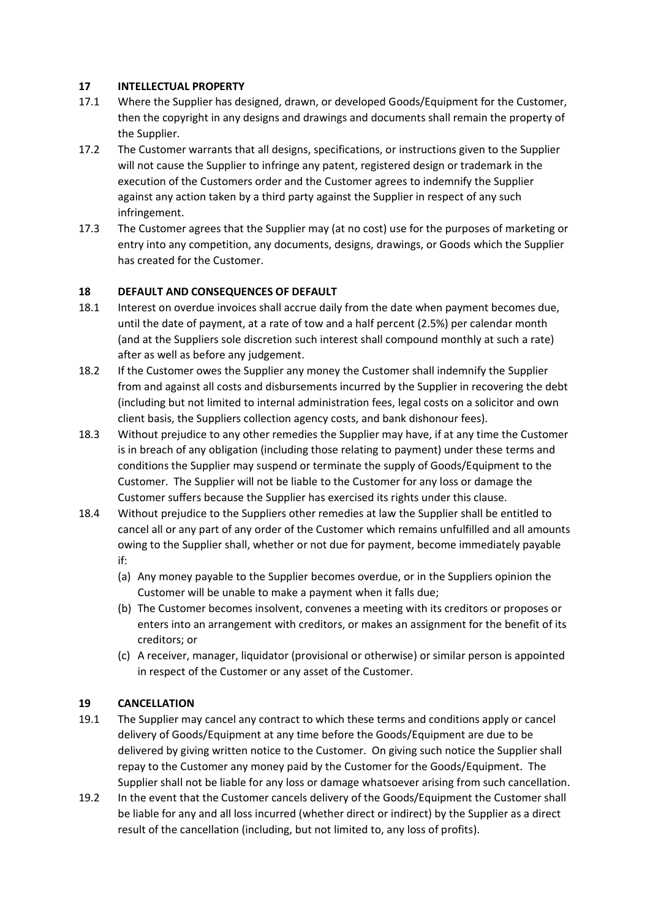## 17 INTELLECTUAL PROPERTY

17.1 Where the Supplier has designed, drawn, or developed Goods/Equipment for the Customer, then the copyright in any designs and drawings and documents shall remain the property of the Supplier.

17.2 The Customer warrants that all designs, specifications, or instructions given to the Supplier will not cause the Supplier to infringe any patent, registered design or trademark in the execution of the Customers order and the Customer agrees to indemnify the Supplier against any action taken by a third party against the Supplier in respect of any such infringement.

17.3 The Customer agrees that the Supplier may (at no cost) use for the purposes of marketing or entry into any competition, any documents, designs, drawings, or Goods which the Supplier has created for the Customer.

## 18 DEFAULT AND CONSEQUENCES OF DEFAULT

18.1 Interest on overdue invoices shall accrue daily from the date when payment becomes due, until the date of payment, at a rate of tow and a half percent (2.5%) per calendar month (and at the Suppliers sole discretion such interest shall compound monthly at such a rate) after as well as before any judgement.

18.2 If the Customer owes the Supplier any money the Customer shall indemnify the Supplier from and against all costs and disbursements incurred by the Supplier in recovering the debt (including but not limited to internal administration fees, legal costs on a solicitor and own client basis, the Suppliers collection agency costs, and bank dishonour fees).

18.3 Without prejudice to any other remedies the Supplier may have, if at any time the Customer is in breach of any obligation (including those relating to payment) under these terms and conditions the Supplier may suspend or terminate the supply of Goods/Equipment to the Customer. The Supplier will not be liable to the Customer for any loss or damage the Customer suffers because the Supplier has exercised its rights under this clause.

18.4 Without prejudice to the Suppliers other remedies at law the Supplier shall be entitled to cancel all or any part of any order of the Customer which remains unfulfilled and all amounts owing to the Supplier shall, whether or not due for payment, become immediately payable if:

(a) Any money payable to the Supplier becomes overdue, or in the Suppliers opinion the Customer will be unable to make a payment when it falls due;

(b) The Customer becomes insolvent, convenes a meeting with its creditors or proposes or enters into an arrangement with creditors, or makes an assignment for the benefit of its creditors; or

(c) A receiver, manager, liquidator (provisional or otherwise) or similar person is appointed in respect of the Customer or any asset of the Customer.

## 19 CANCELLATION

19.1 The Supplier may cancel any contract to which these terms and conditions apply or cancel delivery of Goods/Equipment at any time before the Goods/Equipment are due to be delivered by giving written notice to the Customer. On giving such notice the Supplier shall repay to the Customer any money paid by the Customer for the Goods/Equipment. The Supplier shall not be liable for any loss or damage whatsoever arising from such cancellation.

19.2 In the event that the Customer cancels delivery of the Goods/Equipment the Customer shall be liable for any and all loss incurred (whether direct or indirect) by the Supplier as a direct result of the cancellation (including, but not limited to, any loss of profits).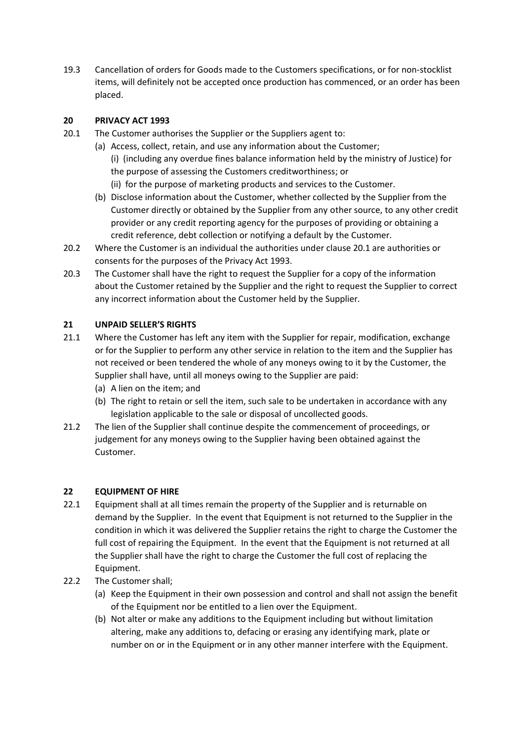19.3 Cancellation of orders for Goods made to the Customers specifications, or for non-stocklist items, will definitely not be accepted once production has commenced, or an order has been placed.

## 20 PRIVACY ACT 1993

20.1 The Customer authorises the Supplier or the Suppliers agent to:

- (a) Access, collect, retain, and use any information about the Customer;
  - (i) (including any overdue fines balance information held by the ministry of Justice) for the purpose of assessing the Customers creditworthiness; or
  - (ii) for the purpose of marketing products and services to the Customer.
- (b) Disclose information about the Customer, whether collected by the Supplier from the Customer directly or obtained by the Supplier from any other source, to any other credit provider or any credit reporting agency for the purposes of providing or obtaining a credit reference, debt collection or notifying a default by the Customer.

20.2 Where the Customer is an individual the authorities under clause 20.1 are authorities or consents for the purposes of the Privacy Act 1993.

20.3 The Customer shall have the right to request the Supplier for a copy of the information about the Customer retained by the Supplier and the right to request the Supplier to correct any incorrect information about the Customer held by the Supplier.

## 21 UNPAID SELLER'S RIGHTS

21.1 Where the Customer has left any item with the Supplier for repair, modification, exchange or for the Supplier to perform any other service in relation to the item and the Supplier has not received or been tendered the whole of any moneys owing to it by the Customer, the Supplier shall have, until all moneys owing to the Supplier are paid:

- (a) A lien on the item; and
- (b) The right to retain or sell the item, such sale to be undertaken in accordance with any legislation applicable to the sale or disposal of uncollected goods.

21.2 The lien of the Supplier shall continue despite the commencement of proceedings, or judgement for any moneys owing to the Supplier having been obtained against the Customer.

## 22 EQUIPMENT OF HIRE

22.1 Equipment shall at all times remain the property of the Supplier and is returnable on demand by the Supplier. In the event that Equipment is not returned to the Supplier in the condition in which it was delivered the Supplier retains the right to charge the Customer the full cost of repairing the Equipment. In the event that the Equipment is not returned at all the Supplier shall have the right to charge the Customer the full cost of replacing the Equipment.

22.2 The Customer shall;

- (a) Keep the Equipment in their own possession and control and shall not assign the benefit of the Equipment nor be entitled to a lien over the Equipment.
- (b) Not alter or make any additions to the Equipment including but without limitation altering, make any additions to, defacing or erasing any identifying mark, plate or number on or in the Equipment or in any other manner interfere with the Equipment.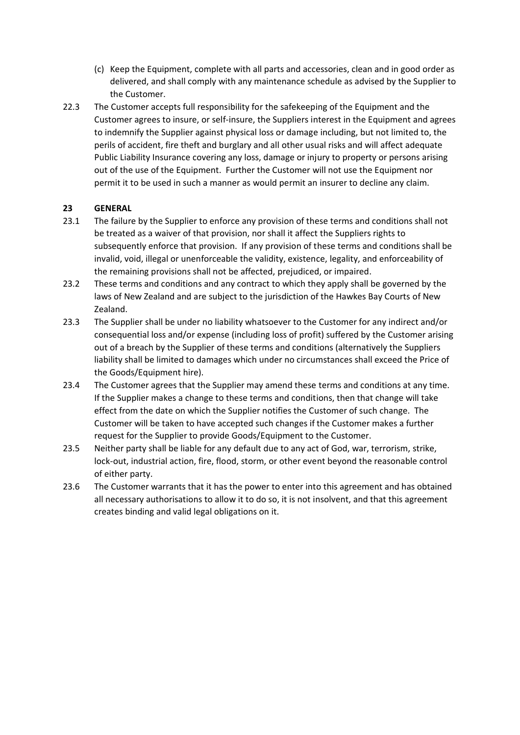(c) Keep the Equipment, complete with all parts and accessories, clean and in good order as delivered, and shall comply with any maintenance schedule as advised by the Supplier to the Customer.

22.3 The Customer accepts full responsibility for the safekeeping of the Equipment and the Customer agrees to insure, or self-insure, the Suppliers interest in the Equipment and agrees to indemnify the Supplier against physical loss or damage including, but not limited to, the perils of accident, fire theft and burglary and all other usual risks and will affect adequate Public Liability Insurance covering any loss, damage or injury to property or persons arising out of the use of the Equipment. Further the Customer will not use the Equipment nor permit it to be used in such a manner as would permit an insurer to decline any claim.

**23 GENERAL**

23.1 The failure by the Supplier to enforce any provision of these terms and conditions shall not be treated as a waiver of that provision, nor shall it affect the Suppliers rights to subsequently enforce that provision. If any provision of these terms and conditions shall be invalid, void, illegal or unenforceable the validity, existence, legality, and enforceability of the remaining provisions shall not be affected, prejudiced, or impaired.

23.2 These terms and conditions and any contract to which they apply shall be governed by the laws of New Zealand and are subject to the jurisdiction of the Hawkes Bay Courts of New Zealand.

23.3 The Supplier shall be under no liability whatsoever to the Customer for any indirect and/or consequential loss and/or expense (including loss of profit) suffered by the Customer arising out of a breach by the Supplier of these terms and conditions (alternatively the Suppliers liability shall be limited to damages which under no circumstances shall exceed the Price of the Goods/Equipment hire).

23.4 The Customer agrees that the Supplier may amend these terms and conditions at any time. If the Supplier makes a change to these terms and conditions, then that change will take effect from the date on which the Supplier notifies the Customer of such change. The Customer will be taken to have accepted such changes if the Customer makes a further request for the Supplier to provide Goods/Equipment to the Customer.

23.5 Neither party shall be liable for any default due to any act of God, war, terrorism, strike, lock-out, industrial action, fire, flood, storm, or other event beyond the reasonable control of either party.

23.6 The Customer warrants that it has the power to enter into this agreement and has obtained all necessary authorisations to allow it to do so, it is not insolvent, and that this agreement creates binding and valid legal obligations on it.